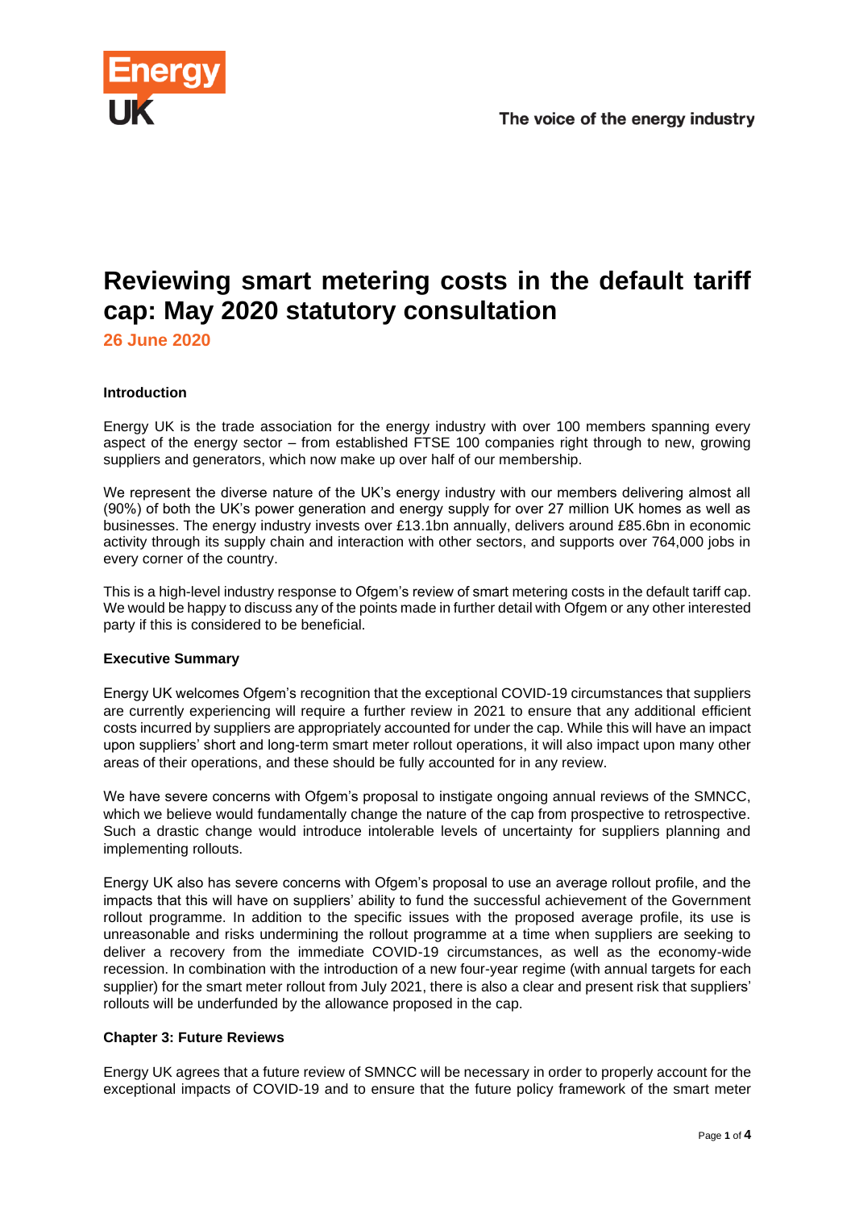# Reviewing smart metering costs in the default tariff cap: May 2020 statutory consultation

**26 June 2020**

**Introduction**

Energy UK is the trade association for the energy industry with over 100 members spanning every aspect of the energy sector – from established FTSE 100 companies right through to new, growing suppliers and generators, which now make up over half of our membership.

We represent the diverse nature of the UK's energy industry with our members delivering almost all (90%) of both the UK's power generation and energy supply for over 27 million UK homes as well as businesses. The energy industry invests over £13.1bn annually, delivers around £85.6bn in economic activity through its supply chain and interaction with other sectors, and supports over 764,000 jobs in every corner of the country.

This is a high-level industry response to Ofgem's review of smart metering costs in the default tariff cap. We would be happy to discuss any of the points made in further detail with Ofgem or any other interested party if this is considered to be beneficial.

**Executive Summary**

Energy UK welcomes Ofgem's recognition that the exceptional COVID-19 circumstances that suppliers are currently experiencing will require a further review in 2021 to ensure that any additional efficient costs incurred by suppliers are appropriately accounted for under the cap. While this will have an impact upon suppliers' short and long-term smart meter rollout operations, it will also impact upon many other areas of their operations, and these should be fully accounted for in any review.

We have severe concerns with Ofgem's proposal to instigate ongoing annual reviews of the SMNCC, which we believe would fundamentally change the nature of the cap from prospective to retrospective. Such a drastic change would introduce intolerable levels of uncertainty for suppliers planning and implementing rollouts.

Energy UK also has severe concerns with Ofgem's proposal to use an average rollout profile, and the impacts that this will have on suppliers' ability to fund the successful achievement of the Government rollout programme. In addition to the specific issues with the proposed average profile, its use is unreasonable and risks undermining the rollout programme at a time when suppliers are seeking to deliver a recovery from the immediate COVID-19 circumstances, as well as the economy-wide recession. In combination with the introduction of a new four-year regime (with annual targets for each supplier) for the smart meter rollout from July 2021, there is also a clear and present risk that suppliers' rollouts will be underfunded by the allowance proposed in the cap.

**Chapter 3: Future Reviews**

Energy UK agrees that a future review of SMNCC will be necessary in order to properly account for the exceptional impacts of COVID-19 and to ensure that the future policy framework of the smart meter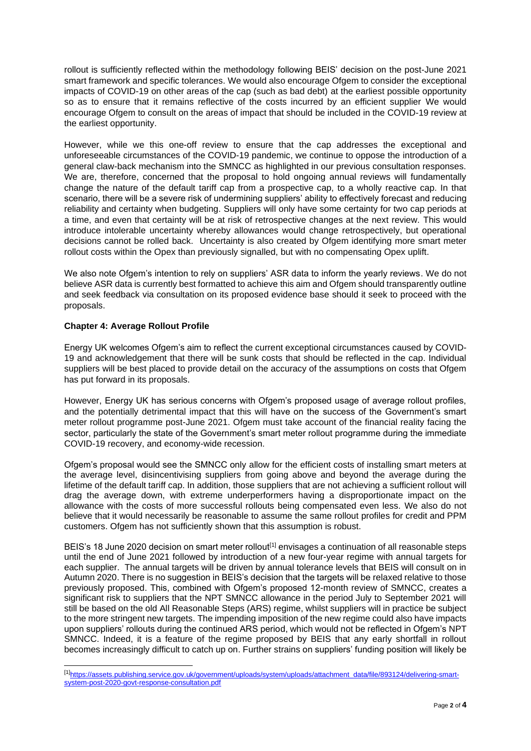rollout is sufficiently reflected within the methodology following BEIS' decision on the post-June 2021 smart framework and specific tolerances. We would also encourage Ofgem to consider the exceptional impacts of COVID-19 on other areas of the cap (such as bad debt) at the earliest possible opportunity so as to ensure that it remains reflective of the costs incurred by an efficient supplier We would encourage Ofgem to consult on the areas of impact that should be included in the COVID-19 review at the earliest opportunity.

However, while we this one-off review to ensure that the cap addresses the exceptional and unforeseeable circumstances of the COVID-19 pandemic, we continue to oppose the introduction of a general claw-back mechanism into the SMNCC as highlighted in our previous consultation responses. We are, therefore, concerned that the proposal to hold ongoing annual reviews will fundamentally change the nature of the default tariff cap from a prospective cap, to a wholly reactive cap. In that scenario, there will be a severe risk of undermining suppliers' ability to effectively forecast and reducing reliability and certainty when budgeting. Suppliers will only have some certainty for two cap periods at a time, and even that certainty will be at risk of retrospective changes at the next review. This would introduce intolerable uncertainty whereby allowances would change retrospectively, but operational decisions cannot be rolled back. Uncertainty is also created by Ofgem identifying more smart meter rollout costs within the Opex than previously signalled, but with no compensating Opex uplift.

We also note Ofgem's intention to rely on suppliers' ASR data to inform the yearly reviews. We do not believe ASR data is currently best formatted to achieve this aim and Ofgem should transparently outline and seek feedback via consultation on its proposed evidence base should it seek to proceed with the proposals.

**Chapter 4: Average Rollout Profile**

Energy UK welcomes Ofgem's aim to reflect the current exceptional circumstances caused by COVID-19 and acknowledgement that there will be sunk costs that should be reflected in the cap. Individual suppliers will be best placed to provide detail on the accuracy of the assumptions on costs that Ofgem has put forward in its proposals.

However, Energy UK has serious concerns with Ofgem's proposed usage of average rollout profiles, and the potentially detrimental impact that this will have on the success of the Government's smart meter rollout programme post-June 2021. Ofgem must take account of the financial reality facing the sector, particularly the state of the Government's smart meter rollout programme during the immediate COVID-19 recovery, and economy-wide recession.

Ofgem's proposal would see the SMNCC only allow for the efficient costs of installing smart meters at the average level, disincentivising suppliers from going above and beyond the average during the lifetime of the default tariff cap. In addition, those suppliers that are not achieving a sufficient rollout will drag the average down, with extreme underperformers having a disproportionate impact on the allowance with the costs of more successful rollouts being compensated even less. We also do not believe that it would necessarily be reasonable to assume the same rollout profiles for credit and PPM customers. Ofgem has not sufficiently shown that this assumption is robust.

BEIS's 18 June 2020 decision on smart meter rollout[1] envisages a continuation of all reasonable steps until the end of June 2021 followed by introduction of a new four-year regime with annual targets for each supplier. The annual targets will be driven by annual tolerance levels that BEIS will consult on in Autumn 2020. There is no suggestion in BEIS's decision that the targets will be relaxed relative to those previously proposed. This, combined with Ofgem's proposed 12-month review of SMNCC, creates a significant risk to suppliers that the NPT SMNCC allowance in the period July to September 2021 will still be based on the old All Reasonable Steps (ARS) regime, whilst suppliers will in practice be subject to the more stringent new targets. The impending imposition of the new regime could also have impacts upon suppliers' rollouts during the continued ARS period, which would not be reflected in Ofgem's NPT SMNCC. Indeed, it is a feature of the regime proposed by BEIS that any early shortfall in rollout becomes increasingly difficult to catch up on. Further strains on suppliers' funding position will likely be

[1] https://assets.publishing.service.gov.uk/government/uploads/system/uploads/attachment_data/file/893124/delivering-smart-system-post-2020-govt-response-consultation.pdf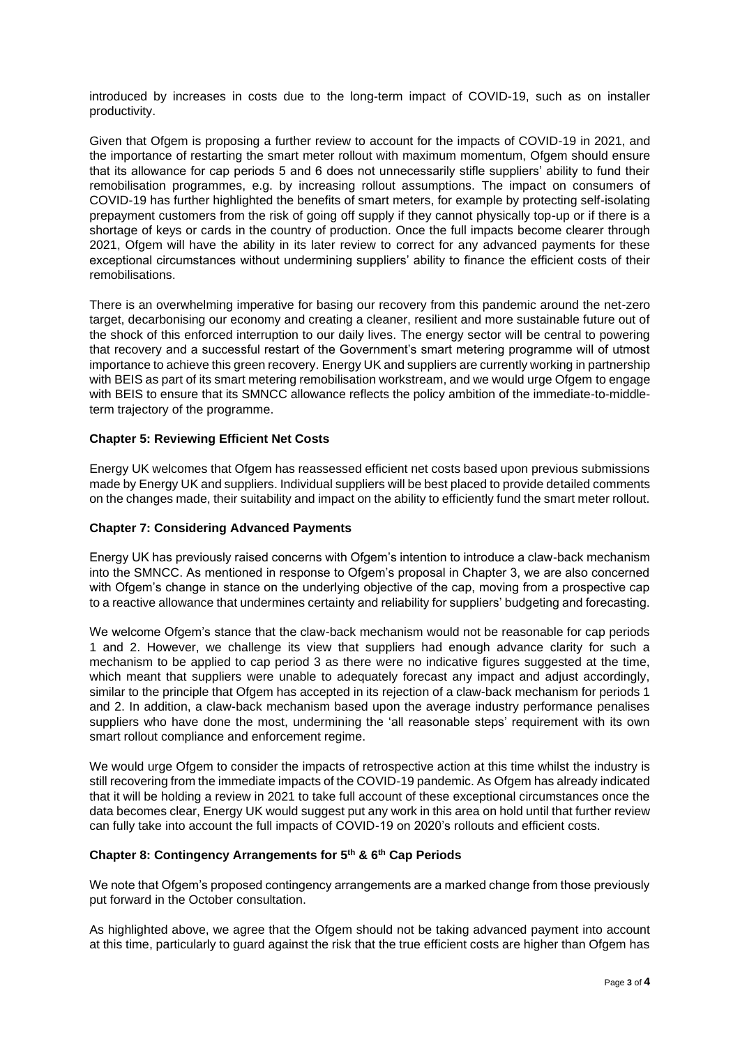introduced by increases in costs due to the long-term impact of COVID-19, such as on installer productivity.

Given that Ofgem is proposing a further review to account for the impacts of COVID-19 in 2021, and the importance of restarting the smart meter rollout with maximum momentum, Ofgem should ensure that its allowance for cap periods 5 and 6 does not unnecessarily stifle suppliers' ability to fund their remobilisation programmes, e.g. by increasing rollout assumptions. The impact on consumers of COVID-19 has further highlighted the benefits of smart meters, for example by protecting self-isolating prepayment customers from the risk of going off supply if they cannot physically top-up or if there is a shortage of keys or cards in the country of production. Once the full impacts become clearer through 2021, Ofgem will have the ability in its later review to correct for any advanced payments for these exceptional circumstances without undermining suppliers' ability to finance the efficient costs of their remobilisations.

There is an overwhelming imperative for basing our recovery from this pandemic around the net-zero target, decarbonising our economy and creating a cleaner, resilient and more sustainable future out of the shock of this enforced interruption to our daily lives. The energy sector will be central to powering that recovery and a successful restart of the Government's smart metering programme will of utmost importance to achieve this green recovery. Energy UK and suppliers are currently working in partnership with BEIS as part of its smart metering remobilisation workstream, and we would urge Ofgem to engage with BEIS to ensure that its SMNCC allowance reflects the policy ambition of the immediate-to-middle-term trajectory of the programme.

**Chapter 5: Reviewing Efficient Net Costs**

Energy UK welcomes that Ofgem has reassessed efficient net costs based upon previous submissions made by Energy UK and suppliers. Individual suppliers will be best placed to provide detailed comments on the changes made, their suitability and impact on the ability to efficiently fund the smart meter rollout.

**Chapter 7: Considering Advanced Payments**

Energy UK has previously raised concerns with Ofgem's intention to introduce a claw-back mechanism into the SMNCC. As mentioned in response to Ofgem's proposal in Chapter 3, we are also concerned with Ofgem's change in stance on the underlying objective of the cap, moving from a prospective cap to a reactive allowance that undermines certainty and reliability for suppliers' budgeting and forecasting.

We welcome Ofgem's stance that the claw-back mechanism would not be reasonable for cap periods 1 and 2. However, we challenge its view that suppliers had enough advance clarity for such a mechanism to be applied to cap period 3 as there were no indicative figures suggested at the time, which meant that suppliers were unable to adequately forecast any impact and adjust accordingly, similar to the principle that Ofgem has accepted in its rejection of a claw-back mechanism for periods 1 and 2. In addition, a claw-back mechanism based upon the average industry performance penalises suppliers who have done the most, undermining the 'all reasonable steps' requirement with its own smart rollout compliance and enforcement regime.

We would urge Ofgem to consider the impacts of retrospective action at this time whilst the industry is still recovering from the immediate impacts of the COVID-19 pandemic. As Ofgem has already indicated that it will be holding a review in 2021 to take full account of these exceptional circumstances once the data becomes clear, Energy UK would suggest put any work in this area on hold until that further review can fully take into account the full impacts of COVID-19 on 2020's rollouts and efficient costs.

**Chapter 8: Contingency Arrangements for 5th & 6th Cap Periods**

We note that Ofgem's proposed contingency arrangements are a marked change from those previously put forward in the October consultation.

As highlighted above, we agree that the Ofgem should not be taking advanced payment into account at this time, particularly to guard against the risk that the true efficient costs are higher than Ofgem has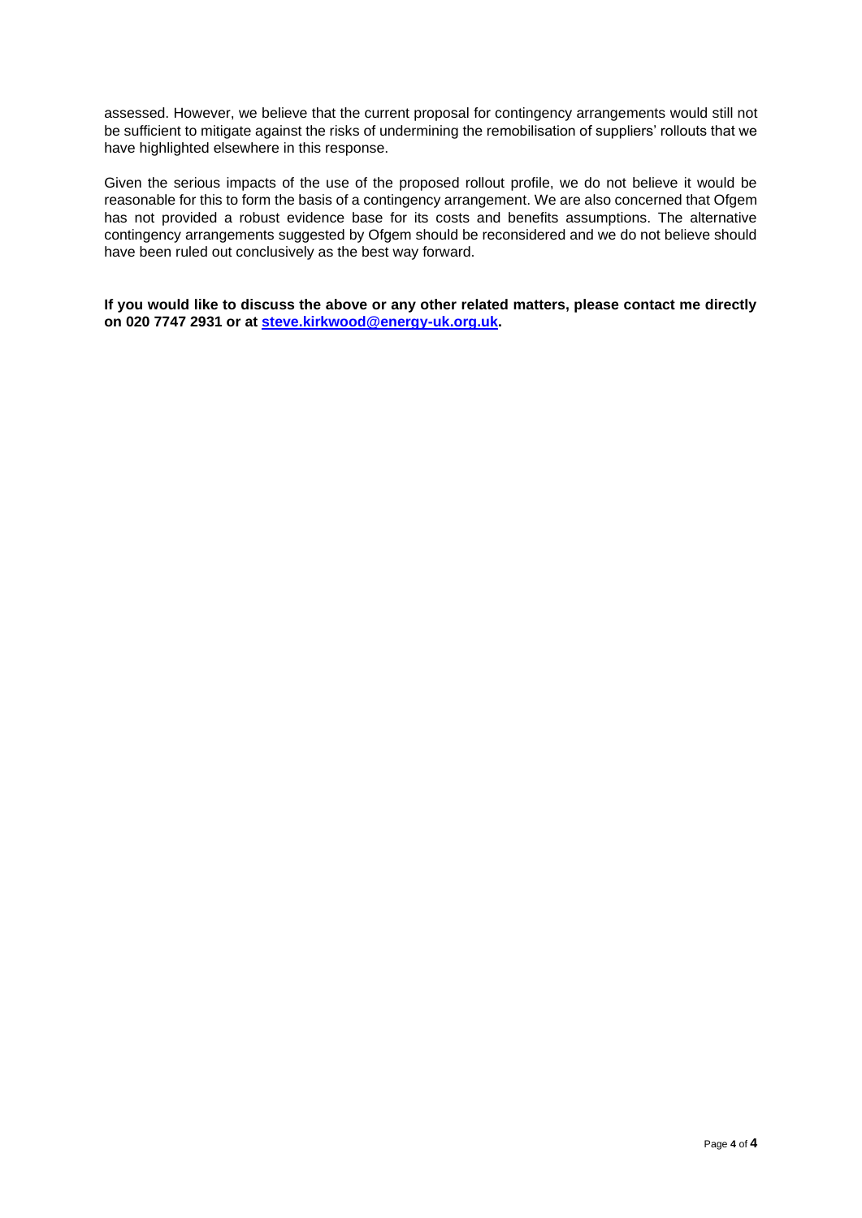assessed. However, we believe that the current proposal for contingency arrangements would still not be sufficient to mitigate against the risks of undermining the remobilisation of suppliers' rollouts that we have highlighted elsewhere in this response.

Given the serious impacts of the use of the proposed rollout profile, we do not believe it would be reasonable for this to form the basis of a contingency arrangement. We are also concerned that Ofgem has not provided a robust evidence base for its costs and benefits assumptions. The alternative contingency arrangements suggested by Ofgem should be reconsidered and we do not believe should have been ruled out conclusively as the best way forward.

**If you would like to discuss the above or any other related matters, please contact me directly on 020 7747 2931 or at [steve.kirkwood@energy-uk.org.uk](mailto:steve.kirkwood@energy-uk.org.uk).**